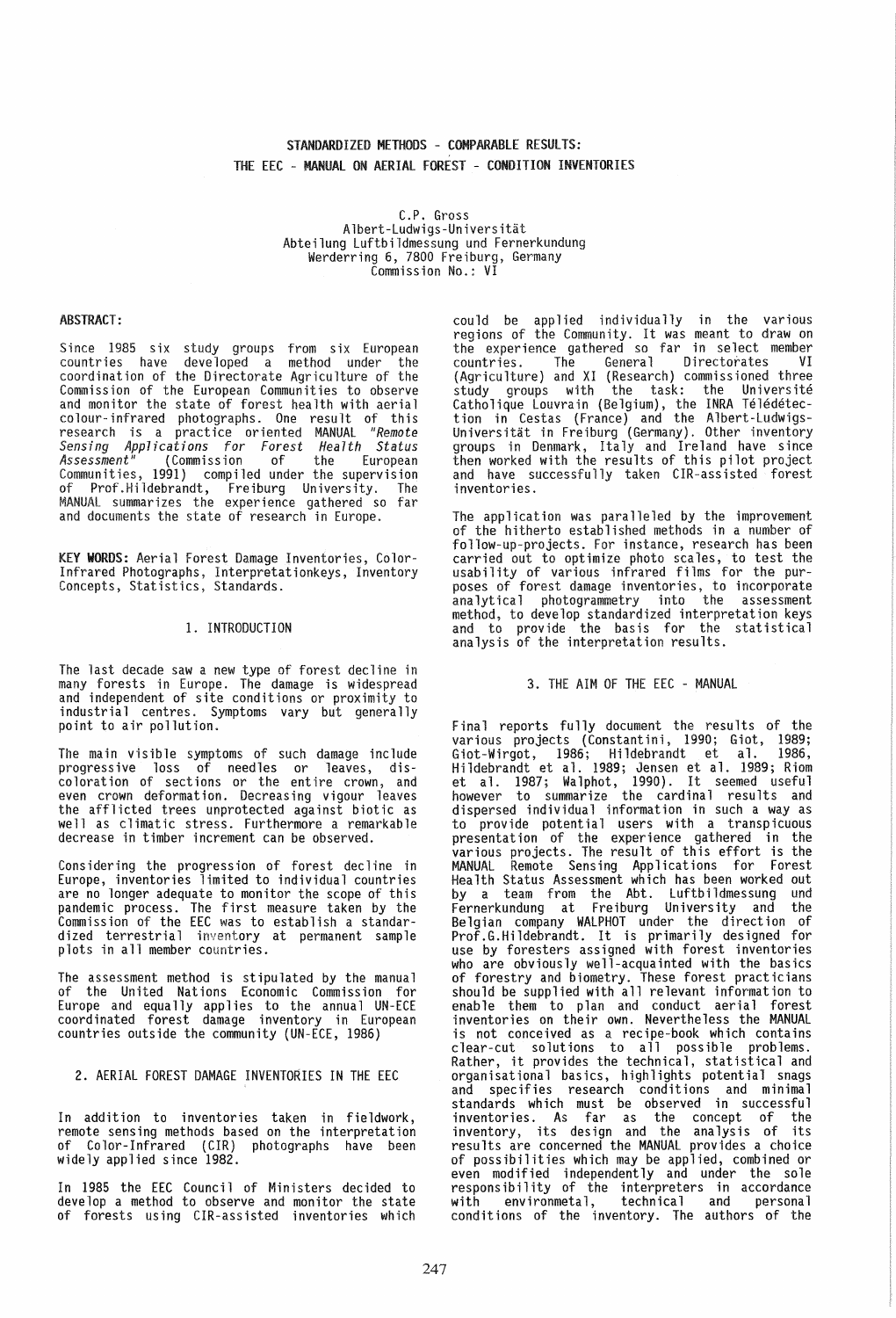# STANDARDIZED METHODS - COMPARABLE RESULTS: THE EEC - MANUAL ON AERIAL FOREST - CONDITION INVENTORIES

C.P. Gross
Albert-Ludwigs-Universität
Abteilung Luftbildmessung und Fernerkundung
Werderring 6, 7800 Freiburg, Germany
Commission No.: VI

**ABSTRACT:**

Since 1985 six study groups from six European countries have developed a method under the coordination of the Directorate Agriculture of the Commission of the European Communities to observe and monitor the state of forest health with aerial colour-infrared photographs. One result of this research is a practice oriented MANUAL *"Remote Sensing Applications for Forest Health Status Assessment"* (Commission of the European Communities, 1991) compiled under the supervision of Prof.Hildebrandt, Freiburg University. The MANUAL summarizes the experience gathered so far and documents the state of research in Europe.

**KEY WORDS:** Aerial Forest Damage Inventories, Color-Infrared Photographs, Interpretationkeys, Inventory Concepts, Statistics, Standards.

## 1. INTRODUCTION

The last decade saw a new type of forest decline in many forests in Europe. The damage is widespread and independent of site conditions or proximity to industrial centres. Symptoms vary but generally point to air pollution.

The main visible symptoms of such damage include progressive loss of needles or leaves, discoloration of sections or the entire crown, and even crown deformation. Decreasing vigour leaves the afflicted trees unprotected against biotic as well as climatic stress. Furthermore a remarkable decrease in timber increment can be observed.

Considering the progression of forest decline in Europe, inventories limited to individual countries are no longer adequate to monitor the scope of this pandemic process. The first measure taken by the Commission of the EEC was to establish a standardized terrestrial inventory at permanent sample plots in all member countries.

The assessment method is stipulated by the manual of the United Nations Economic Commission for Europe and equally applies to the annual UN-ECE coordinated forest damage inventory in European countries outside the community (UN-ECE, 1986)

## 2. AERIAL FOREST DAMAGE INVENTORIES IN THE EEC

In addition to inventories taken in fieldwork, remote sensing methods based on the interpretation of Color-Infrared (CIR) photographs have been widely applied since 1982.

In 1985 the EEC Council of Ministers decided to develop a method to observe and monitor the state of forests using CIR-assisted inventories which could be applied individually in the various regions of the Community. It was meant to draw on the experience gathered so far in select member countries. The General Directorates VI (Agriculture) and XI (Research) commissioned three study groups with the task: the Université Catholique Louvrain (Belgium), the INRA Télédétection in Cestas (France) and the Albert-Ludwigs-Universität in Freiburg (Germany). Other inventory groups in Denmark, Italy and Ireland have since then worked with the results of this pilot project and have successfully taken CIR-assisted forest inventories.

The application was paralleled by the improvement of the hitherto established methods in a number of follow-up-projects. For instance, research has been carried out to optimize photo scales, to test the usability of various infrared films for the purposes of forest damage inventories, to incorporate analytical photogrammetry into the assessment method, to develop standardized interpretation keys and to provide the basis for the statistical analysis of the interpretation results.

## 3. THE AIM OF THE EEC - MANUAL

Final reports fully document the results of the various projects (Constantini, 1990; Giot, 1989; Giot-Wirgot, 1986; Hildebrandt et al. 1986, Hildebrandt et al. 1989; Jensen et al. 1989; Riom et al. 1987; Walphot, 1990). It seemed useful however to summarize the cardinal results and dispersed individual information in such a way as to provide potential users with a transpicuous presentation of the experience gathered in the various projects. The result of this effort is the MANUAL Remote Sensing Applications for Forest Health Status Assessment which has been worked out by a team from the Abt. Luftbildmessung und Fernerkundung at Freiburg University and the Belgian company WALPHOT under the direction of Prof.G.Hildebrandt. It is primarily designed for use by foresters assigned with forest inventories who are obviously well-acquainted with the basics of forestry and biometry. These forest practicians should be supplied with all relevant information to enable them to plan and conduct aerial forest inventories on their own. Nevertheless the MANUAL is not conceived as a recipe-book which contains clear-cut solutions to all possible problems. Rather, it provides the technical, statistical and organisational basics, highlights potential snags and specifies research conditions and minimal standards which must be observed in successful inventories. As far as the concept of the inventory, its design and the analysis of its results are concerned the MANUAL provides a choice of possibilities which may be applied, combined or even modified independently and under the sole responsibility of the interpreters in accordance with environmetal, technical and personal conditions of the inventory. The authors of the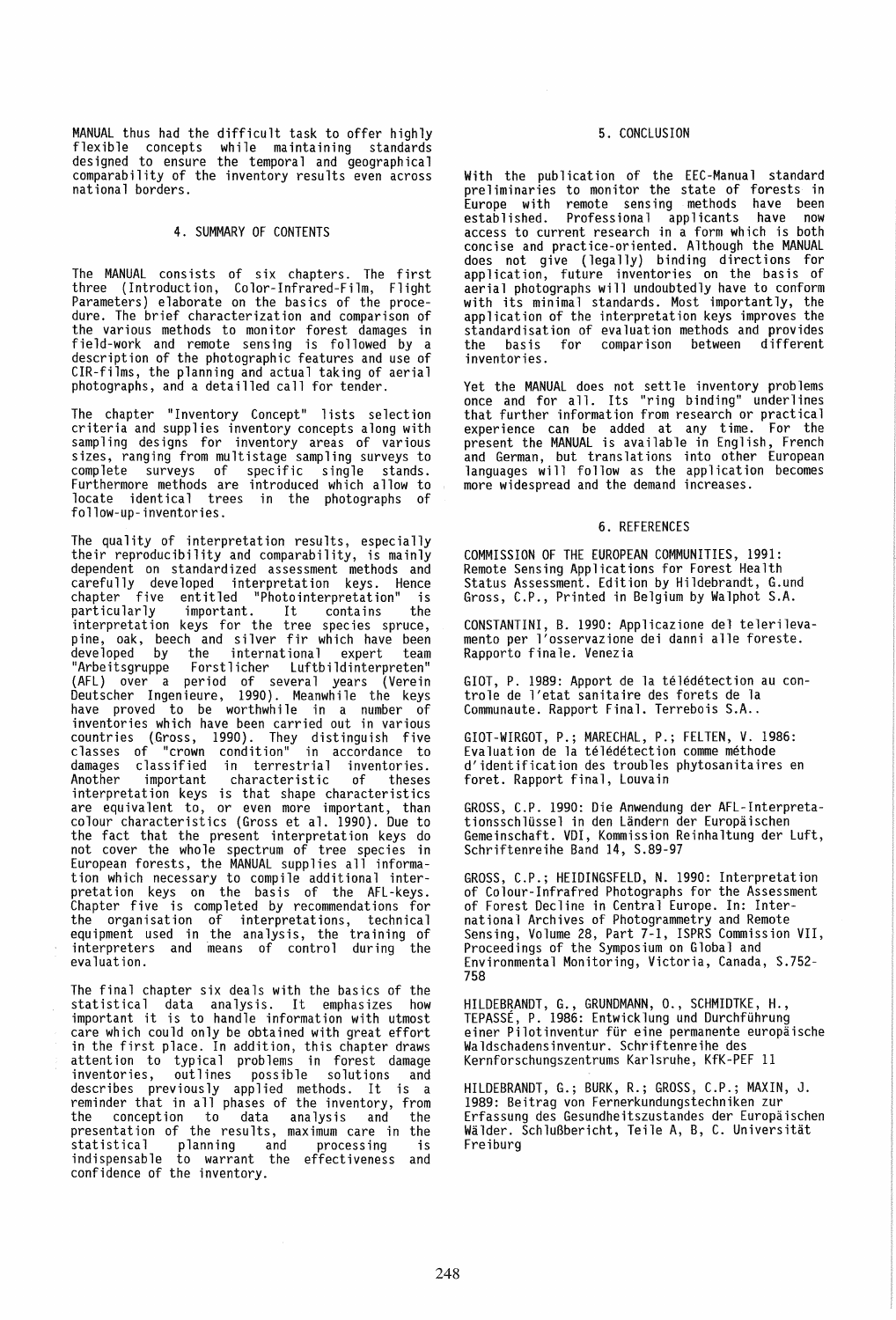MANUAL thus had the difficult task to offer highly flexible concepts while maintaining standards designed to ensure the temporal and geographical comparability of the inventory results even across national borders.

## 4. SUMMARY OF CONTENTS

The MANUAL consists of six chapters. The first three (Introduction, Color-Infrared-Film, Flight Parameters) elaborate on the basics of the procedure. The brief characterization and comparison of the various methods to monitor forest damages in field-work and remote sensing is followed by a description of the photographic features and use of CIR-films, the planning and actual taking of aerial photographs, and a detailled call for tender.

The chapter "Inventory Concept" lists selection criteria and supplies inventory concepts along with sampling designs for inventory areas of various sizes, ranging from multistage sampling surveys to complete surveys of specific single stands. Furthermore methods are introduced which allow to locate identical trees in the photographs of follow-up-inventories.

The quality of interpretation results, especially their reproducibility and comparability, is mainly dependent on standardized assessment methods and carefully developed interpretation keys. Hence chapter five entitled "Photointerpretation" is particularly important. It contains the interpretation keys for the tree species spruce, pine, oak, beech and silver fir which have been developed by the international expert team "Arbeitsgruppe Forstlicher Luftbildinterpreten" (AFL) over a period of several years (Verein Deutscher Ingenieure, 1990). Meanwhile the keys have proved to be worthwhile in a number of inventories which have been carried out in various countries (Gross, 1990). They distinguish five classes of "crown condition" in accordance to damages classified in terrestrial inventories. Another important characteristic of theses interpretation keys is that shape characteristics are equivalent to, or even more important, than colour characteristics (Gross et al. 1990). Due to the fact that the present interpretation keys do not cover the whole spectrum of tree species in European forests, the MANUAL supplies all information which necessary to compile additional interpretation keys on the basis of the AFL-keys. Chapter five is completed by recommendations for the organisation of interpretations, technical equipment used in the analysis, the training of interpreters and means of control during the evaluation.

The final chapter six deals with the basics of the statistical data analysis. It emphasizes how important it is to handle information with utmost care which could only be obtained with great effort in the first place. In addition, this chapter draws attention to typical problems in forest damage inventories, outlines possible solutions and describes previously applied methods. It is a reminder that in all phases of the inventory, from the conception to data analysis and the presentation of the results, maximum care in the statistical planning and processing is indispensable to warrant the effectiveness and confidence of the inventory.

## 5. CONCLUSION

With the publication of the EEC-Manual standard preliminaries to monitor the state of forests in Europe with remote sensing methods have been established. Professional applicants have now access to current research in a form which is both concise and practice-oriented. Although the MANUAL does not give (legally) binding directions for application, future inventories on the basis of aerial photographs will undoubtedly have to conform with its minimal standards. Most importantly, the application of the interpretation keys improves the standardisation of evaluation methods and provides the basis for comparison between different inventories.

Yet the MANUAL does not settle inventory problems once and for all. Its "ring binding" underlines that further information from research or practical experience can be added at any time. For the present the MANUAL is available in English, French and German, but translations into other European languages will follow as the application becomes more widespread and the demand increases.

## 6. REFERENCES

COMMISSION OF THE EUROPEAN COMMUNITIES, 1991: Remote Sensing Applications for Forest Health Status Assessment. Edition by Hildebrandt, G.und Gross, C.P., Printed in Belgium by Walphot S.A.

CONSTANTINI, B. 1990: Applicazione del telerilevamento per l'osservazione dei danni alle foreste. Rapporto finale. Venezia

GIOT, P. 1989: Apport de la télédétection au controle de l'etat sanitaire des forets de la Communaute. Rapport Final. Terrebois S.A..

GIOT-WIRGOT, P.; MARECHAL, P.; FELTEN, V. 1986: Evaluation de la télédétection comme méthode d'identification des troubles phytosanitaires en foret. Rapport final, Louvain

GROSS, C.P. 1990: Die Anwendung der AFL-Interpretationsschlüssel in den Ländern der Europäischen Gemeinschaft. VDI, Kommission Reinhaltung der Luft, Schriftenreihe Band 14, S.89-97

GROSS, C.P.; HEIDINGSFELD, N. 1990: Interpretation of Colour-Infrafred Photographs for the Assessment of Forest Decline in Central Europe. In: International Archives of Photogrammetry and Remote Sensing, Volume 28, Part 7-1, ISPRS Commission VII, Proceedings of the Symposium on Global and Environmental Monitoring, Victoria, Canada, S.752-758

HILDEBRANDT, G., GRUNDMANN, O., SCHMIDTKE, H., TEPASSÉ, P. 1986: Entwicklung und Durchführung einer Pilotinventur für eine permanente europäische Waldschadensinventur. Schriftenreihe des Kernforschungszentrums Karlsruhe, KfK-PEF 11

HILDEBRANDT, G.; BURK, R.; GROSS, C.P.; MAXIN, J. 1989: Beitrag von Fernerkundungstechniken zur Erfassung des Gesundheitszustandes der Europäischen Wälder. Schlußbericht, Teile A, B, C. Universität Freiburg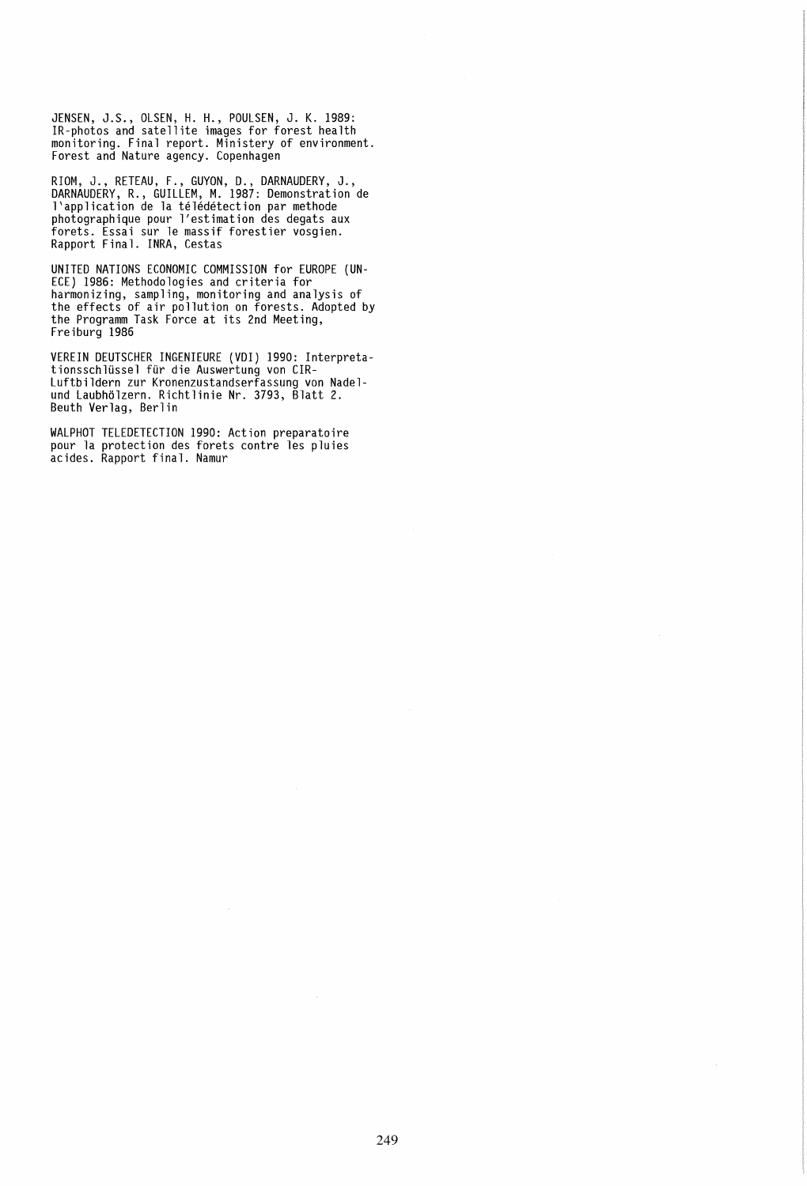JENSEN, J.S., OLSEN, H. H., POULSEN, J. K. 1989: IR-photos and satellite images for forest health monitoring. Final report. Ministery of environment. Forest and Nature agency. Copenhagen

RIOM, J., RETEAU, F., GUYON, D., DARNAUDERY, J., DARNAUDERY, R., GUILLEM, M. 1987: Demonstration de l'application de la télédétection par methode photographique pour l'estimation des degats aux forets. Essai sur le massif forestier vosgien. Rapport Final. INRA, Cestas

UNITED NATIONS ECONOMIC COMMISSION for EUROPE (UN-ECE) 1986: Methodologies and criteria for harmonizing, sampling, monitoring and analysis of the effects of air pollution on forests. Adopted by the Programm Task Force at its 2nd Meeting, Freiburg 1986

VEREIN DEUTSCHER INGENIEURE (VDI) 1990: Interpretationsschlüssel für die Auswertung von CIR-Luftbildern zur Kronenzustandserfassung von Nadel- und Laubhölzern. Richtlinie Nr. 3793, Blatt 2. Beuth Verlag, Berlin

WALPHOT TELEDETECTION 1990: Action preparatoire pour la protection des forets contre les pluies acides. Rapport final. Namur